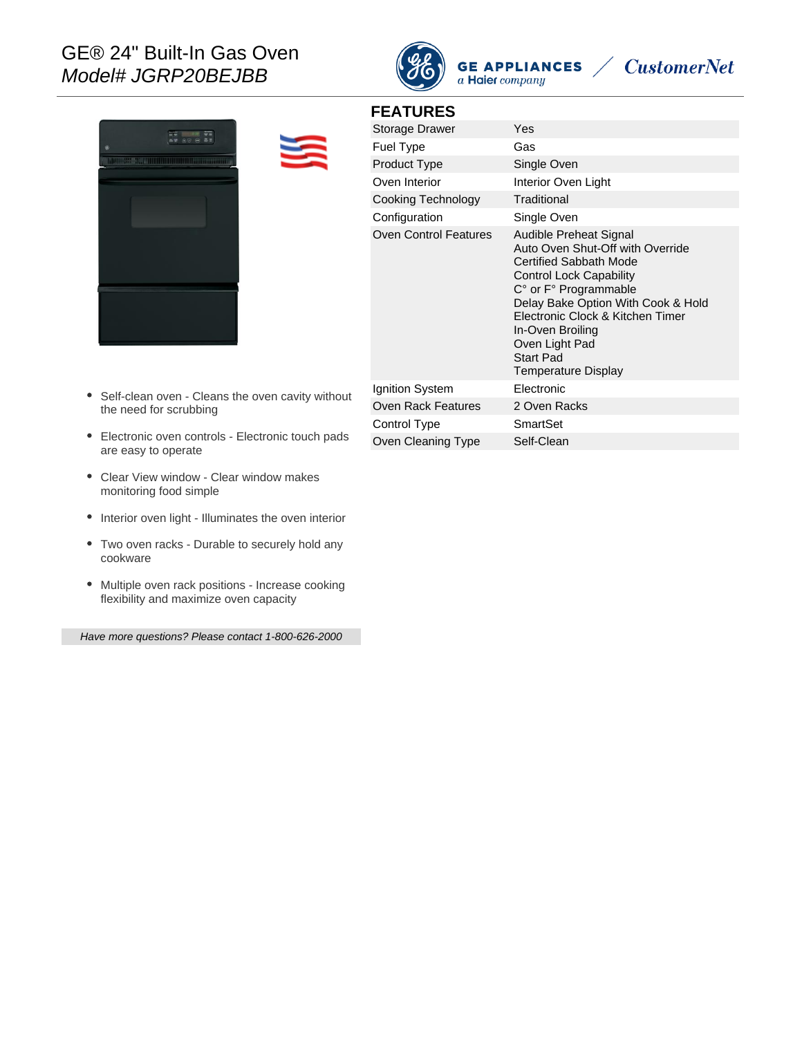# GE® 24" Built-In Gas Oven

*Model# JGRP20BEJBB*

GE APPLIANCES *a Haier company* / *CustomerNet*

- Self-clean oven - Cleans the oven cavity without the need for scrubbing
- Electronic oven controls - Electronic touch pads are easy to operate
- Clear View window - Clear window makes monitoring food simple
- Interior oven light - Illuminates the oven interior
- Two oven racks - Durable to securely hold any cookware
- Multiple oven rack positions - Increase cooking flexibility and maximize oven capacity

*Have more questions? Please contact 1-800-626-2000*

## FEATURES

| Feature | Value |
|---|---|
| Storage Drawer | Yes |
| Fuel Type | Gas |
| Product Type | Single Oven |
| Oven Interior | Interior Oven Light |
| Cooking Technology | Traditional |
| Configuration | Single Oven |
| Oven Control Features | Audible Preheat Signal<br>Auto Oven Shut-Off with Override<br>Certified Sabbath Mode<br>Control Lock Capability<br>C° or F° Programmable<br>Delay Bake Option With Cook & Hold<br>Electronic Clock & Kitchen Timer<br>In-Oven Broiling<br>Oven Light Pad<br>Start Pad<br>Temperature Display |
| Ignition System | Electronic |
| Oven Rack Features | 2 Oven Racks |
| Control Type | SmartSet |
| Oven Cleaning Type | Self-Clean |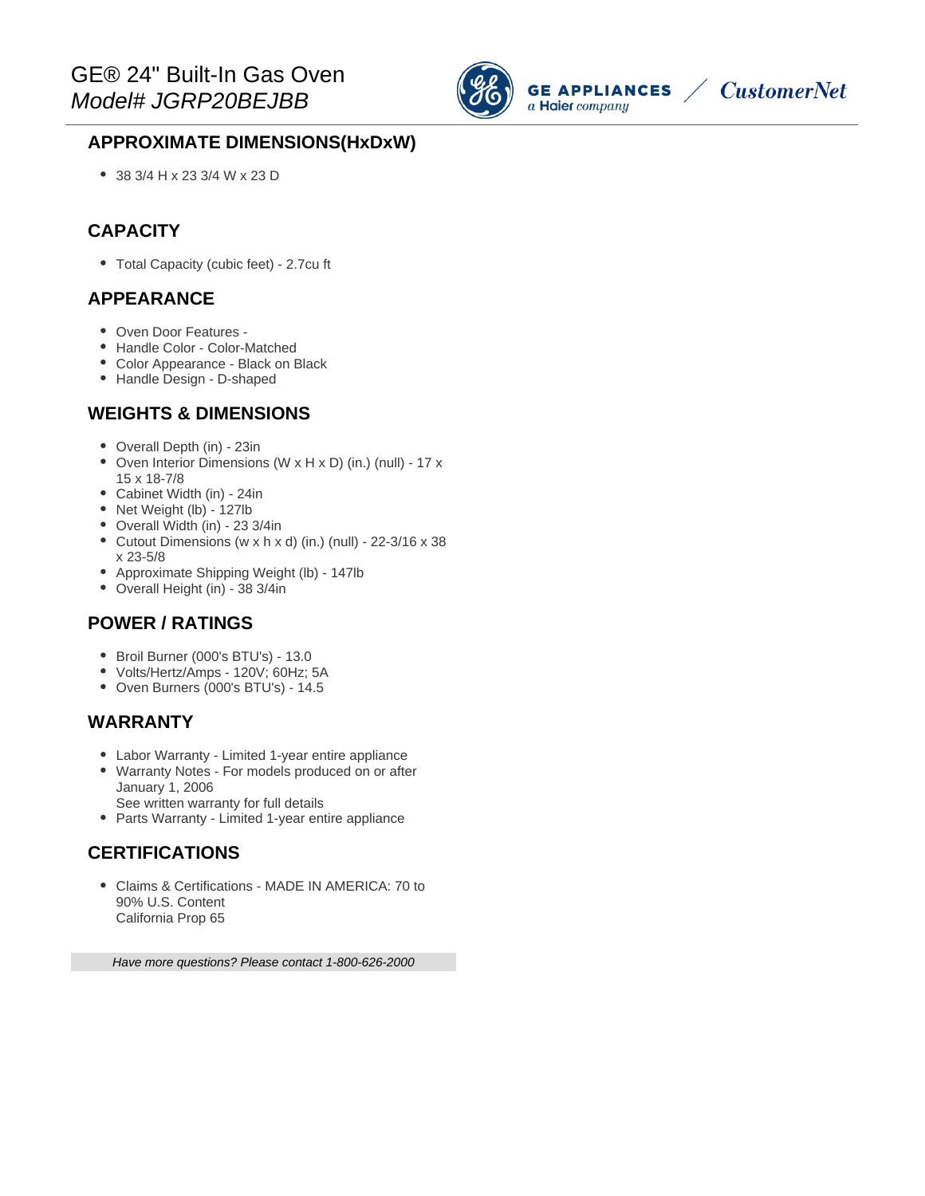# GE® 24" Built-In Gas Oven

*Model# JGRP20BEJBB*

## APPROXIMATE DIMENSIONS(HxDxW)

- 38 3/4 H x 23 3/4 W x 23 D

## CAPACITY

- Total Capacity (cubic feet) - 2.7cu ft

## APPEARANCE

- Oven Door Features -
- Handle Color - Color-Matched
- Color Appearance - Black on Black
- Handle Design - D-shaped

## WEIGHTS & DIMENSIONS

- Overall Depth (in) - 23in
- Oven Interior Dimensions (W x H x D) (in.) (null) - 17 x 15 x 18-7/8
- Cabinet Width (in) - 24in
- Net Weight (lb) - 127lb
- Overall Width (in) - 23 3/4in
- Cutout Dimensions (w x h x d) (in.) (null) - 22-3/16 x 38 x 23-5/8
- Approximate Shipping Weight (lb) - 147lb
- Overall Height (in) - 38 3/4in

## POWER / RATINGS

- Broil Burner (000's BTU's) - 13.0
- Volts/Hertz/Amps - 120V; 60Hz; 5A
- Oven Burners (000's BTU's) - 14.5

## WARRANTY

- Labor Warranty - Limited 1-year entire appliance
- Warranty Notes - For models produced on or after January 1, 2006
  See written warranty for full details
- Parts Warranty - Limited 1-year entire appliance

## CERTIFICATIONS

- Claims & Certifications - MADE IN AMERICA: 70 to 90% U.S. Content
  California Prop 65

*Have more questions? Please contact 1-800-626-2000*